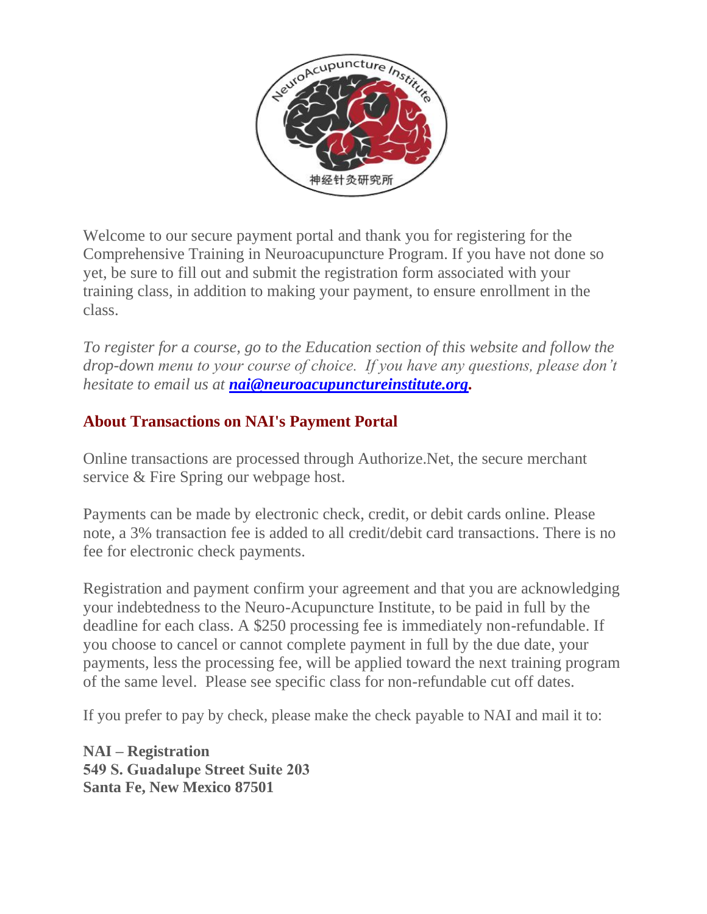Welcome to our secure payment portal and thank you for registering for the Comprehensive Training in Neuroacupuncture Program. If you have not done so yet, be sure to fill out and submit the registration form associated with your training class, in addition to making your payment, to ensure enrollment in the class.

*To register for a course, go to the Education section of this website and follow the drop-down menu to your course of choice. If you have any questions, please don't hesitate to email us at* ***nai@neuroacupunctureinstitute.org*****.**

## About Transactions on NAI's Payment Portal

Online transactions are processed through Authorize.Net, the secure merchant service & Fire Spring our webpage host.

Payments can be made by electronic check, credit, or debit cards online. Please note, a 3% transaction fee is added to all credit/debit card transactions. There is no fee for electronic check payments.

Registration and payment confirm your agreement and that you are acknowledging your indebtedness to the Neuro-Acupuncture Institute, to be paid in full by the deadline for each class. A $250 processing fee is immediately non-refundable. If you choose to cancel or cannot complete payment in full by the due date, your payments, less the processing fee, will be applied toward the next training program of the same level. Please see specific class for non-refundable cut off dates.

If you prefer to pay by check, please make the check payable to NAI and mail it to:

**NAI – Registration**
**549 S. Guadalupe Street Suite 203**
**Santa Fe, New Mexico 87501**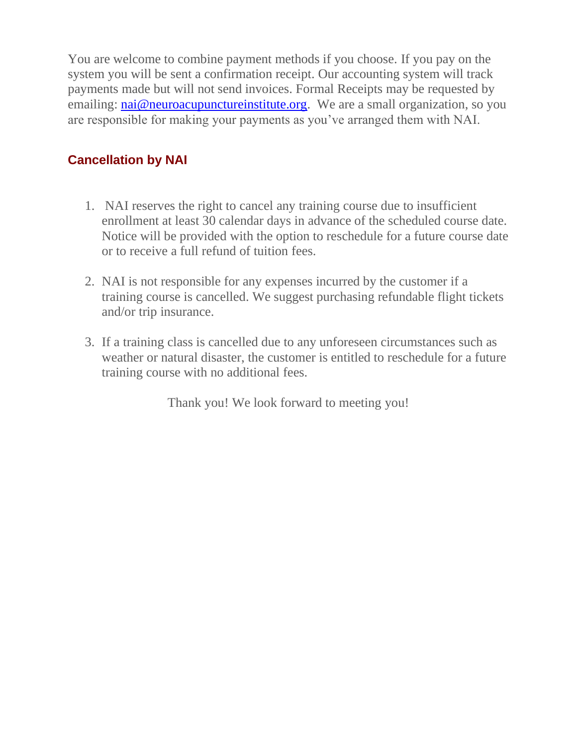You are welcome to combine payment methods if you choose. If you pay on the system you will be sent a confirmation receipt. Our accounting system will track payments made but will not send invoices. Formal Receipts may be requested by emailing: nai@neuroacupunctureinstitute.org. We are a small organization, so you are responsible for making your payments as you've arranged them with NAI.

## Cancellation by NAI

1. NAI reserves the right to cancel any training course due to insufficient enrollment at least 30 calendar days in advance of the scheduled course date. Notice will be provided with the option to reschedule for a future course date or to receive a full refund of tuition fees.

2. NAI is not responsible for any expenses incurred by the customer if a training course is cancelled. We suggest purchasing refundable flight tickets and/or trip insurance.

3. If a training class is cancelled due to any unforeseen circumstances such as weather or natural disaster, the customer is entitled to reschedule for a future training course with no additional fees.

Thank you! We look forward to meeting you!